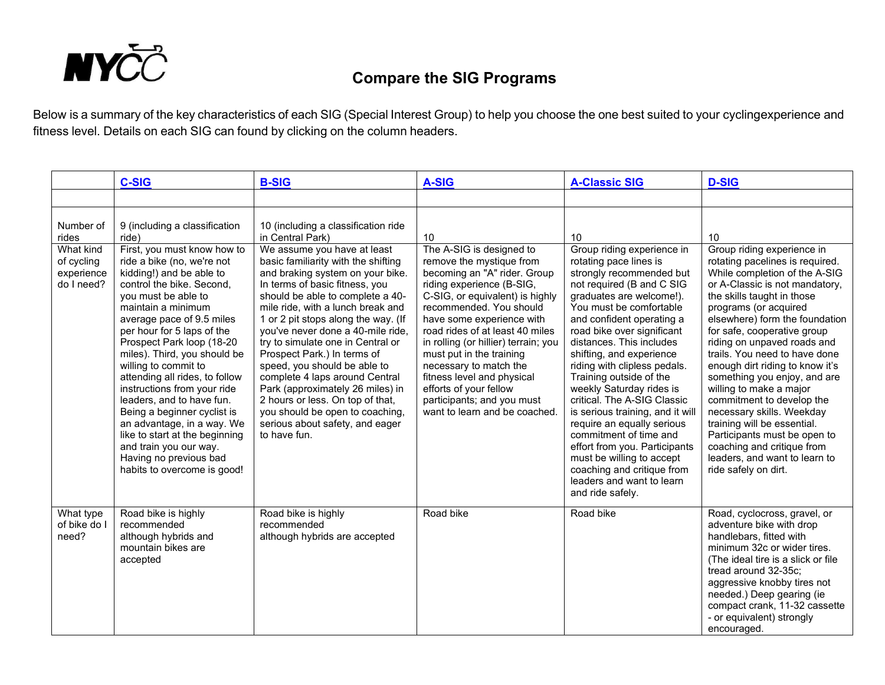# Compare the SIG Programs

Below is a summary of the key characteristics of each SIG (Special Interest Group) to help you choose the one best suited to your cyclingexperience and fitness level. Details on each SIG can found by clicking on the column headers.

| | C-SIG | B-SIG | A-SIG | A-Classic SIG | D-SIG |
|---|---|---|---|---|---|
| | | | | | |
| Number of rides | 9 (including a classification ride) | 10 (including a classification ride in Central Park) | 10 | 10 | 10 |
| What kind of cycling experience do I need? | First, you must know how to ride a bike (no, we're not kidding!) and be able to control the bike. Second, you must be able to maintain a minimum average pace of 9.5 miles per hour for 5 laps of the Prospect Park loop (18-20 miles). Third, you should be willing to commit to attending all rides, to follow instructions from your ride leaders, and to have fun. Being a beginner cyclist is an advantage, in a way. We like to start at the beginning and train you our way. Having no previous bad habits to overcome is good! | We assume you have at least basic familiarity with the shifting and braking system on your bike. In terms of basic fitness, you should be able to complete a 40-mile ride, with a lunch break and 1 or 2 pit stops along the way. (If you've never done a 40-mile ride, try to simulate one in Central or Prospect Park.) In terms of speed, you should be able to complete 4 laps around Central Park (approximately 26 miles) in 2 hours or less. On top of that, you should be open to coaching, serious about safety, and eager to have fun. | The A-SIG is designed to remove the mystique from becoming an "A" rider. Group riding experience (B-SIG, C-SIG, or equivalent) is highly recommended. You should have some experience with road rides of at least 40 miles in rolling (or hillier) terrain; you must put in the training necessary to match the fitness level and physical efforts of your fellow participants; and you must want to learn and be coached. | Group riding experience in rotating pace lines is strongly recommended but not required (B and C SIG graduates are welcome!). You must be comfortable and confident operating a road bike over significant distances. This includes shifting, and experience riding with clipless pedals. Training outside of the weekly Saturday rides is critical. The A-SIG Classic is serious training, and it will require an equally serious commitment of time and effort from you. Participants must be willing to accept coaching and critique from leaders and want to learn and ride safely. | Group riding experience in rotating pacelines is required. While completion of the A-SIG or A-Classic is not mandatory, the skills taught in those programs (or acquired elsewhere) form the foundation for safe, cooperative group riding on unpaved roads and trails. You need to have done enough dirt riding to know it's something you enjoy, and are willing to make a major commitment to develop the necessary skills. Weekday training will be essential. Participants must be open to coaching and critique from leaders, and want to learn to ride safely on dirt. |
| What type of bike do I need? | Road bike is highly recommended although hybrids and mountain bikes are accepted | Road bike is highly recommended although hybrids are accepted | Road bike | Road bike | Road, cyclocross, gravel, or adventure bike with drop handlebars, fitted with minimum 32c or wider tires. (The ideal tire is a slick or file tread around 32-35c; aggressive knobby tires not needed.) Deep gearing (ie compact crank, 11-32 cassette - or equivalent) strongly encouraged. |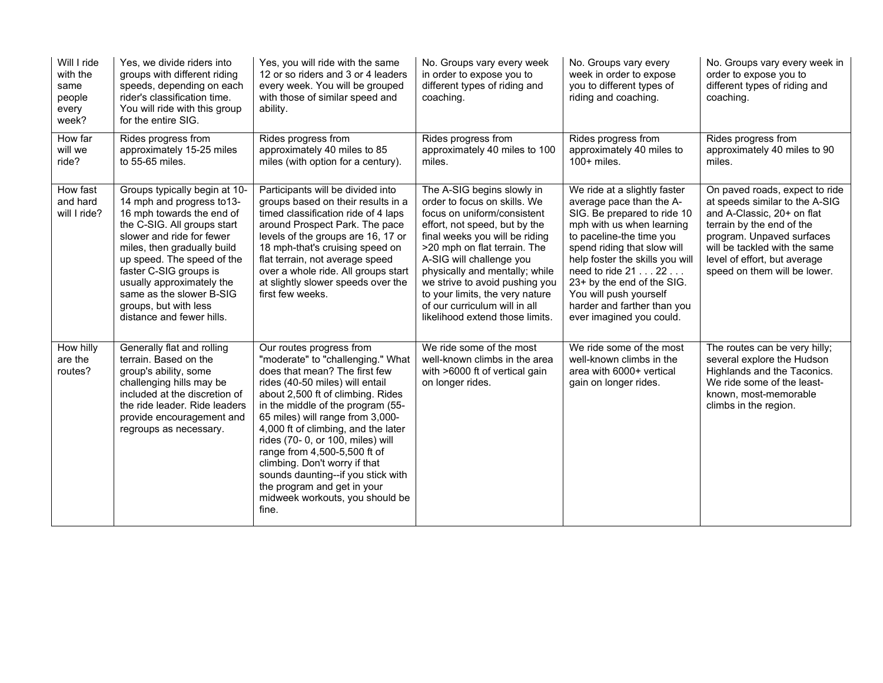| Will I ride with the same people every week? | Yes, we divide riders into groups with different riding speeds, depending on each rider's classification time. You will ride with this group for the entire SIG. | Yes, you will ride with the same 12 or so riders and 3 or 4 leaders every week. You will be grouped with those of similar speed and ability. | No. Groups vary every week in order to expose you to different types of riding and coaching. | No. Groups vary every week in order to expose you to different types of riding and coaching. | No. Groups vary every week in order to expose you to different types of riding and coaching. |
|---|---|---|---|---|---|
| How far will we ride? | Rides progress from approximately 15-25 miles to 55-65 miles. | Rides progress from approximately 40 miles to 85 miles (with option for a century). | Rides progress from approximately 40 miles to 100 miles. | Rides progress from approximately 40 miles to 100+ miles. | Rides progress from approximately 40 miles to 90 miles. |
| How fast and hard will I ride? | Groups typically begin at 10-14 mph and progress to13-16 mph towards the end of the C-SIG. All groups start slower and ride for fewer miles, then gradually build up speed. The speed of the faster C-SIG groups is usually approximately the same as the slower B-SIG groups, but with less distance and fewer hills. | Participants will be divided into groups based on their results in a timed classification ride of 4 laps around Prospect Park. The pace levels of the groups are 16, 17 or 18 mph-that's cruising speed on flat terrain, not average speed over a whole ride. All groups start at slightly slower speeds over the first few weeks. | The A-SIG begins slowly in order to focus on skills. We focus on uniform/consistent effort, not speed, but by the final weeks you will be riding >20 mph on flat terrain. The A-SIG will challenge you physically and mentally; while we strive to avoid pushing you to your limits, the very nature of our curriculum will in all likelihood extend those limits. | We ride at a slightly faster average pace than the A-SIG. Be prepared to ride 10 mph with us when learning to paceline-the time you spend riding that slow will help foster the skills you will need to ride 21 . . . 22 . . . 23+ by the end of the SIG. You will push yourself harder and farther than you ever imagined you could. | On paved roads, expect to ride at speeds similar to the A-SIG and A-Classic, 20+ on flat terrain by the end of the program. Unpaved surfaces will be tackled with the same level of effort, but average speed on them will be lower. |
| How hilly are the routes? | Generally flat and rolling terrain. Based on the group's ability, some challenging hills may be included at the discretion of the ride leader. Ride leaders provide encouragement and regroups as necessary. | Our routes progress from "moderate" to "challenging." What does that mean? The first few rides (40-50 miles) will entail about 2,500 ft of climbing. Rides in the middle of the program (55-65 miles) will range from 3,000-4,000 ft of climbing, and the later rides (70- 0, or 100, miles) will range from 4,500-5,500 ft of climbing. Don't worry if that sounds daunting--if you stick with the program and get in your midweek workouts, you should be fine. | We ride some of the most well-known climbs in the area with >6000 ft of vertical gain on longer rides. | We ride some of the most well-known climbs in the area with 6000+ vertical gain on longer rides. | The routes can be very hilly; several explore the Hudson Highlands and the Taconics. We ride some of the least-known, most-memorable climbs in the region. |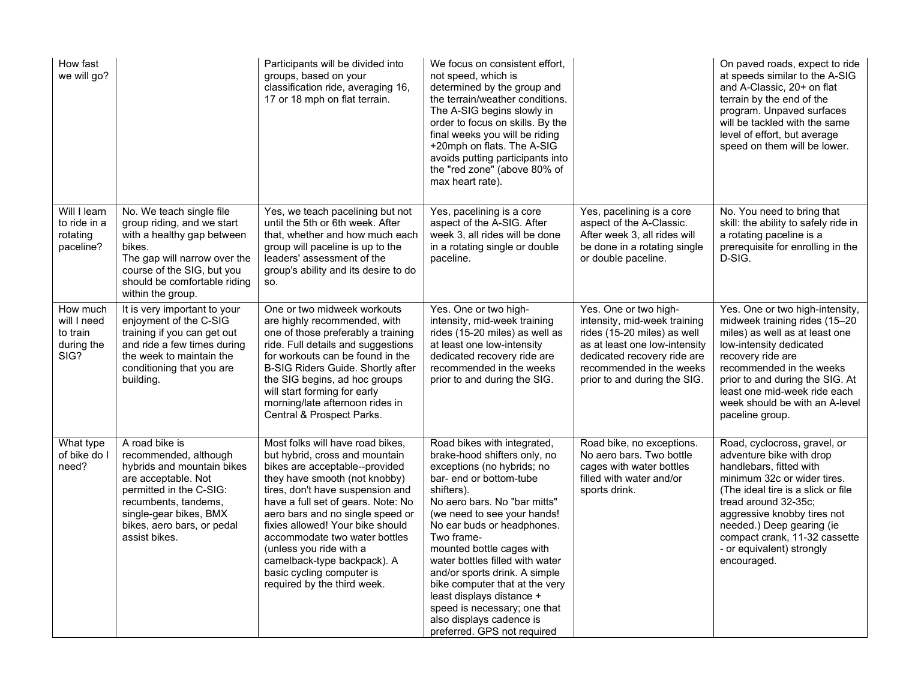| | | | | | |
|---|---|---|---|---|---|
| How fast we will go? | | Participants will be divided into groups, based on your classification ride, averaging 16, 17 or 18 mph on flat terrain. | We focus on consistent effort, not speed, which is determined by the group and the terrain/weather conditions. The A-SIG begins slowly in order to focus on skills. By the final weeks you will be riding +20mph on flats. The A-SIG avoids putting participants into the "red zone" (above 80% of max heart rate). | | On paved roads, expect to ride at speeds similar to the A-SIG and A-Classic, 20+ on flat terrain by the end of the program. Unpaved surfaces will be tackled with the same level of effort, but average speed on them will be lower. |
| Will I learn to ride in a rotating paceline? | No. We teach single file group riding, and we start with a healthy gap between bikes. The gap will narrow over the course of the SIG, but you should be comfortable riding within the group. | Yes, we teach pacelining but not until the 5th or 6th week. After that, whether and how much each group will paceline is up to the leaders' assessment of the group's ability and its desire to do so. | Yes, pacelining is a core aspect of the A-SIG. After week 3, all rides will be done in a rotating single or double paceline. | Yes, pacelining is a core aspect of the A-Classic. After week 3, all rides will be done in a rotating single or double paceline. | No. You need to bring that skill: the ability to safely ride in a rotating paceline is a prerequisite for enrolling in the D-SIG. |
| How much will I need to train during the SIG? | It is very important to your enjoyment of the C-SIG training if you can get out and ride a few times during the week to maintain the conditioning that you are building. | One or two midweek workouts are highly recommended, with one of those preferably a training ride. Full details and suggestions for workouts can be found in the B-SIG Riders Guide. Shortly after the SIG begins, ad hoc groups will start forming for early morning/late afternoon rides in Central & Prospect Parks. | Yes. One or two high-intensity, mid-week training rides (15-20 miles) as well as at least one low-intensity dedicated recovery ride are recommended in the weeks prior to and during the SIG. | Yes. One or two high-intensity, mid-week training rides (15-20 miles) as well as at least one low-intensity dedicated recovery ride are recommended in the weeks prior to and during the SIG. | Yes. One or two high-intensity, midweek training rides (15–20 miles) as well as at least one low-intensity dedicated recovery ride are recommended in the weeks prior to and during the SIG. At least one mid-week ride each week should be with an A-level paceline group. |
| What type of bike do I need? | A road bike is recommended, although hybrids and mountain bikes are acceptable. Not permitted in the C-SIG: recumbents, tandems, single-gear bikes, BMX bikes, aero bars, or pedal assist bikes. | Most folks will have road bikes, but hybrid, cross and mountain bikes are acceptable--provided they have smooth (not knobby) tires, don't have suspension and have a full set of gears. Note: No aero bars and no single speed or fixies allowed! Your bike should accommodate two water bottles (unless you ride with a camelback-type backpack). A basic cycling computer is required by the third week. | Road bikes with integrated, brake-hood shifters only, no exceptions (no hybrids; no bar- end or bottom-tube shifters). No aero bars. No "bar mitts" (we need to see your hands! No ear buds or headphones. Two frame-mounted bottle cages with water bottles filled with water and/or sports drink. A simple bike computer that at the very least displays distance + speed is necessary; one that also displays cadence is preferred. GPS not required | Road bike, no exceptions. No aero bars. Two bottle cages with water bottles filled with water and/or sports drink. | Road, cyclocross, gravel, or adventure bike with drop handlebars, fitted with minimum 32c or wider tires. (The ideal tire is a slick or file tread around 32-35c; aggressive knobby tires not needed.) Deep gearing (ie compact crank, 11-32 cassette - or equivalent) strongly encouraged. |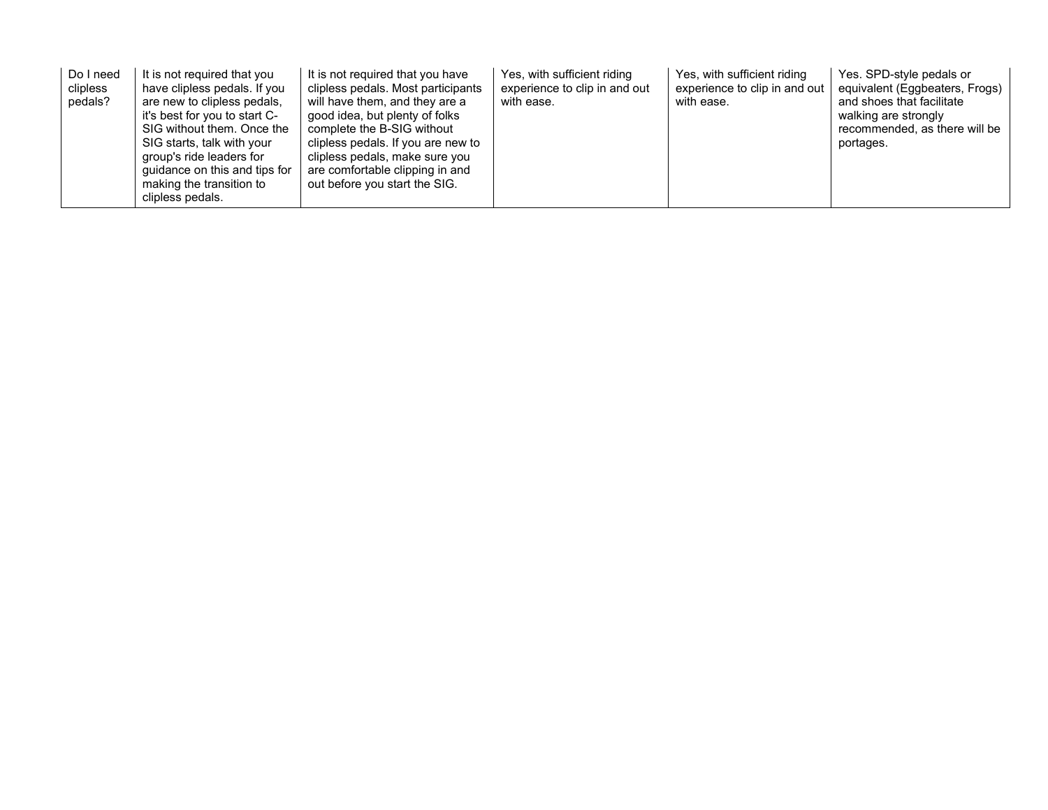| | | | | | |
|---|---|---|---|---|---|
| Do I need clipless pedals? | It is not required that you have clipless pedals. If you are new to clipless pedals, it's best for you to start C-SIG without them. Once the SIG starts, talk with your group's ride leaders for guidance on this and tips for making the transition to clipless pedals. | It is not required that you have clipless pedals. Most participants will have them, and they are a good idea, but plenty of folks complete the B-SIG without clipless pedals. If you are new to clipless pedals, make sure you are comfortable clipping in and out before you start the SIG. | Yes, with sufficient riding experience to clip in and out with ease. | Yes, with sufficient riding experience to clip in and out with ease. | Yes. SPD-style pedals or equivalent (Eggbeaters, Frogs) and shoes that facilitate walking are strongly recommended, as there will be portages. |